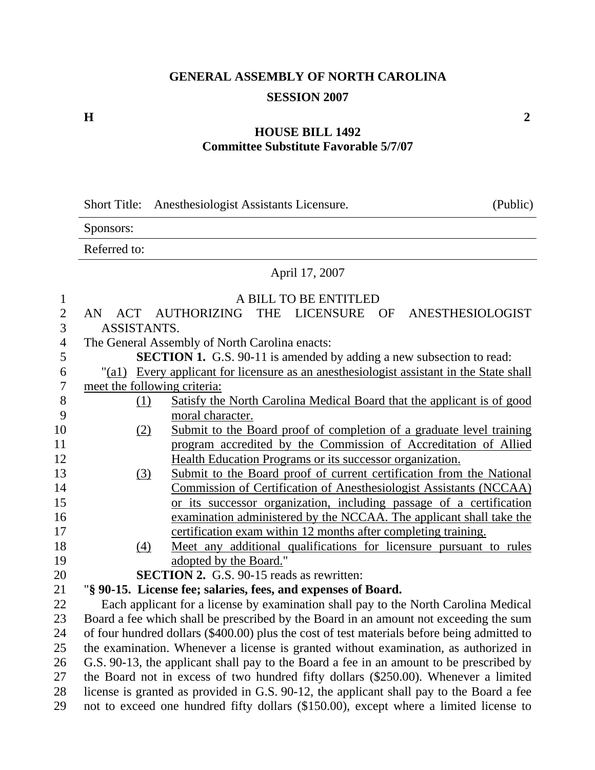**GENERAL ASSEMBLY OF NORTH CAROLINA**

**SESSION 2007**

**H** **2**

**HOUSE BILL 1492**
**Committee Substitute Favorable 5/7/07**

Short Title: Anesthesiologist Assistants Licensure. (Public)

Sponsors:

Referred to:

April 17, 2007

A BILL TO BE ENTITLED

AN ACT AUTHORIZING THE LICENSURE OF ANESTHESIOLOGIST ASSISTANTS.

The General Assembly of North Carolina enacts:

**SECTION 1.** G.S. 90-11 is amended by adding a new subsection to read:

"(a1) Every applicant for licensure as an anesthesiologist assistant in the State shall meet the following criteria:

(1) Satisfy the North Carolina Medical Board that the applicant is of good moral character.

(2) Submit to the Board proof of completion of a graduate level training program accredited by the Commission of Accreditation of Allied Health Education Programs or its successor organization.

(3) Submit to the Board proof of current certification from the National Commission of Certification of Anesthesiologist Assistants (NCCAA) or its successor organization, including passage of a certification examination administered by the NCCAA. The applicant shall take the certification exam within 12 months after completing training.

(4) Meet any additional qualifications for licensure pursuant to rules adopted by the Board."

**SECTION 2.** G.S. 90-15 reads as rewritten:

"**§ 90-15. License fee; salaries, fees, and expenses of Board.**

Each applicant for a license by examination shall pay to the North Carolina Medical Board a fee which shall be prescribed by the Board in an amount not exceeding the sum of four hundred dollars ($400.00) plus the cost of test materials before being admitted to the examination. Whenever a license is granted without examination, as authorized in G.S. 90-13, the applicant shall pay to the Board a fee in an amount to be prescribed by the Board not in excess of two hundred fifty dollars ($250.00). Whenever a limited license is granted as provided in G.S. 90-12, the applicant shall pay to the Board a fee not to exceed one hundred fifty dollars ($150.00), except where a limited license to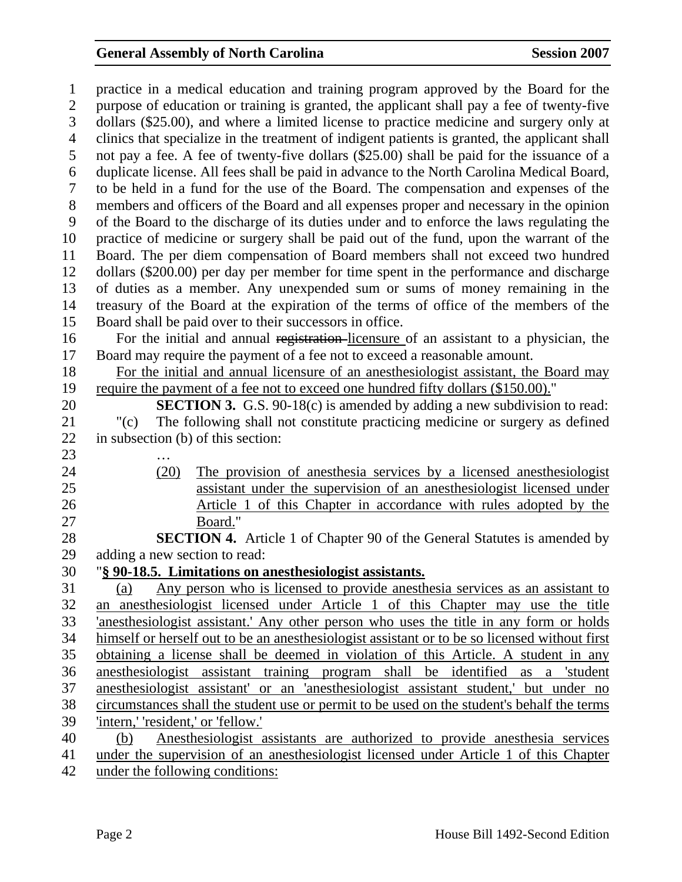practice in a medical education and training program approved by the Board for the purpose of education or training is granted, the applicant shall pay a fee of twenty-five dollars ($25.00), and where a limited license to practice medicine and surgery only at clinics that specialize in the treatment of indigent patients is granted, the applicant shall not pay a fee. A fee of twenty-five dollars ($25.00) shall be paid for the issuance of a duplicate license. All fees shall be paid in advance to the North Carolina Medical Board, to be held in a fund for the use of the Board. The compensation and expenses of the members and officers of the Board and all expenses proper and necessary in the opinion of the Board to the discharge of its duties under and to enforce the laws regulating the practice of medicine or surgery shall be paid out of the fund, upon the warrant of the Board. The per diem compensation of Board members shall not exceed two hundred dollars ($200.00) per day per member for time spent in the performance and discharge of duties as a member. Any unexpended sum or sums of money remaining in the treasury of the Board at the expiration of the terms of office of the members of the Board shall be paid over to their successors in office.

For the initial and annual ~~registration~~ <u>licensure</u> of an assistant to a physician, the Board may require the payment of a fee not to exceed a reasonable amount.

<u>For the initial and annual licensure of an anesthesiologist assistant, the Board may require the payment of a fee not to exceed one hundred fifty dollars ($150.00).</u>"

**SECTION 3.** G.S. 90-18(c) is amended by adding a new subdivision to read:

"(c) The following shall not constitute practicing medicine or surgery as defined in subsection (b) of this section:

…

<u>(20) The provision of anesthesia services by a licensed anesthesiologist assistant under the supervision of an anesthesiologist licensed under Article 1 of this Chapter in accordance with rules adopted by the Board.</u>"

**SECTION 4.** Article 1 of Chapter 90 of the General Statutes is amended by adding a new section to read:

"**<u>§ 90-18.5. Limitations on anesthesiologist assistants.</u>**

<u>(a) Any person who is licensed to provide anesthesia services as an assistant to an anesthesiologist licensed under Article 1 of this Chapter may use the title 'anesthesiologist assistant.' Any other person who uses the title in any form or holds himself or herself out to be an anesthesiologist assistant or to be so licensed without first obtaining a license shall be deemed in violation of this Article. A student in any anesthesiologist assistant training program shall be identified as a 'student anesthesiologist assistant' or an 'anesthesiologist assistant student,' but under no circumstances shall the student use or permit to be used on the student's behalf the terms 'intern,' 'resident,' or 'fellow.'</u>

<u>(b) Anesthesiologist assistants are authorized to provide anesthesia services under the supervision of an anesthesiologist licensed under Article 1 of this Chapter under the following conditions:</u>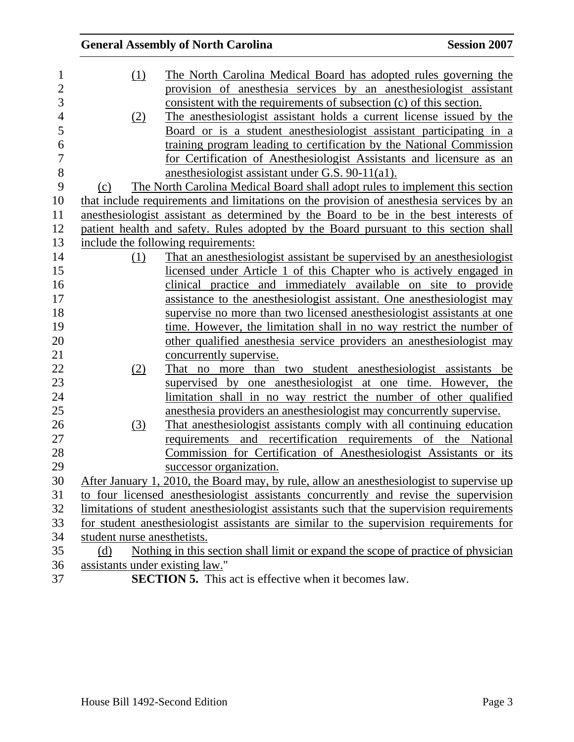(1) The North Carolina Medical Board has adopted rules governing the provision of anesthesia services by an anesthesiologist assistant consistent with the requirements of subsection (c) of this section.

(2) The anesthesiologist assistant holds a current license issued by the Board or is a student anesthesiologist assistant participating in a training program leading to certification by the National Commission for Certification of Anesthesiologist Assistants and licensure as an anesthesiologist assistant under G.S. 90-11(a1).

(c) The North Carolina Medical Board shall adopt rules to implement this section that include requirements and limitations on the provision of anesthesia services by an anesthesiologist assistant as determined by the Board to be in the best interests of patient health and safety. Rules adopted by the Board pursuant to this section shall include the following requirements:

(1) That an anesthesiologist assistant be supervised by an anesthesiologist licensed under Article 1 of this Chapter who is actively engaged in clinical practice and immediately available on site to provide assistance to the anesthesiologist assistant. One anesthesiologist may supervise no more than two licensed anesthesiologist assistants at one time. However, the limitation shall in no way restrict the number of other qualified anesthesia service providers an anesthesiologist may concurrently supervise.

(2) That no more than two student anesthesiologist assistants be supervised by one anesthesiologist at one time. However, the limitation shall in no way restrict the number of other qualified anesthesia providers an anesthesiologist may concurrently supervise.

(3) That anesthesiologist assistants comply with all continuing education requirements and recertification requirements of the National Commission for Certification of Anesthesiologist Assistants or its successor organization.

After January 1, 2010, the Board may, by rule, allow an anesthesiologist to supervise up to four licensed anesthesiologist assistants concurrently and revise the supervision limitations of student anesthesiologist assistants such that the supervision requirements for student anesthesiologist assistants are similar to the supervision requirements for student nurse anesthetists.

(d) Nothing in this section shall limit or expand the scope of practice of physician assistants under existing law."

**SECTION 5.** This act is effective when it becomes law.